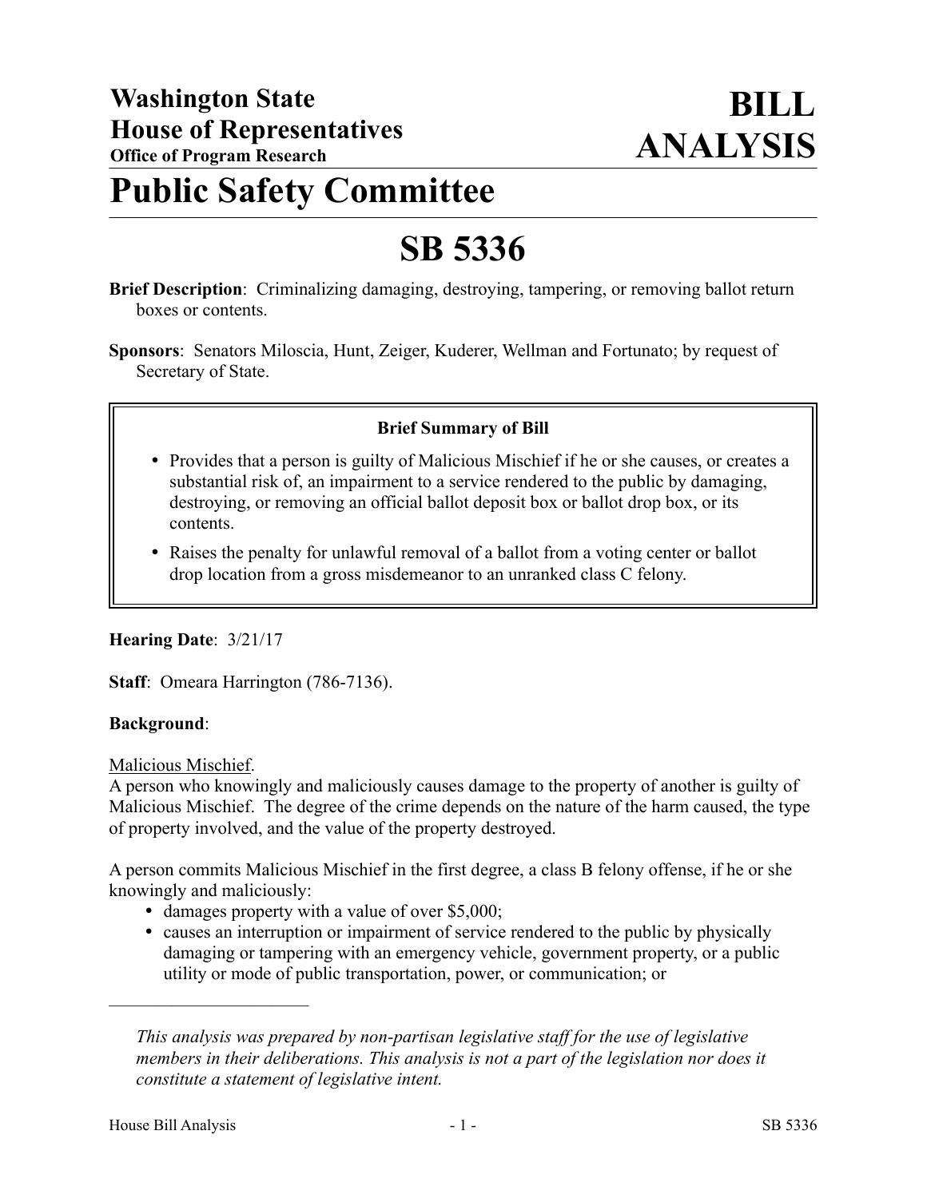**Washington State**
**House of Representatives**
**Office of Program Research**

# BILL ANALYSIS

# Public Safety Committee

# SB 5336

**Brief Description**: Criminalizing damaging, destroying, tampering, or removing ballot return boxes or contents.

**Sponsors**: Senators Miloscia, Hunt, Zeiger, Kuderer, Wellman and Fortunato; by request of Secretary of State.

**Brief Summary of Bill**

- Provides that a person is guilty of Malicious Mischief if he or she causes, or creates a substantial risk of, an impairment to a service rendered to the public by damaging, destroying, or removing an official ballot deposit box or ballot drop box, or its contents.
- Raises the penalty for unlawful removal of a ballot from a voting center or ballot drop location from a gross misdemeanor to an unranked class C felony.

**Hearing Date**: 3/21/17

**Staff**: Omeara Harrington (786-7136).

**Background**:

Malicious Mischief.

A person who knowingly and maliciously causes damage to the property of another is guilty of Malicious Mischief. The degree of the crime depends on the nature of the harm caused, the type of property involved, and the value of the property destroyed.

A person commits Malicious Mischief in the first degree, a class B felony offense, if he or she knowingly and maliciously:

- damages property with a value of over $5,000;
- causes an interruption or impairment of service rendered to the public by physically damaging or tampering with an emergency vehicle, government property, or a public utility or mode of public transportation, power, or communication; or

---

*This analysis was prepared by non-partisan legislative staff for the use of legislative members in their deliberations. This analysis is not a part of the legislation nor does it constitute a statement of legislative intent.*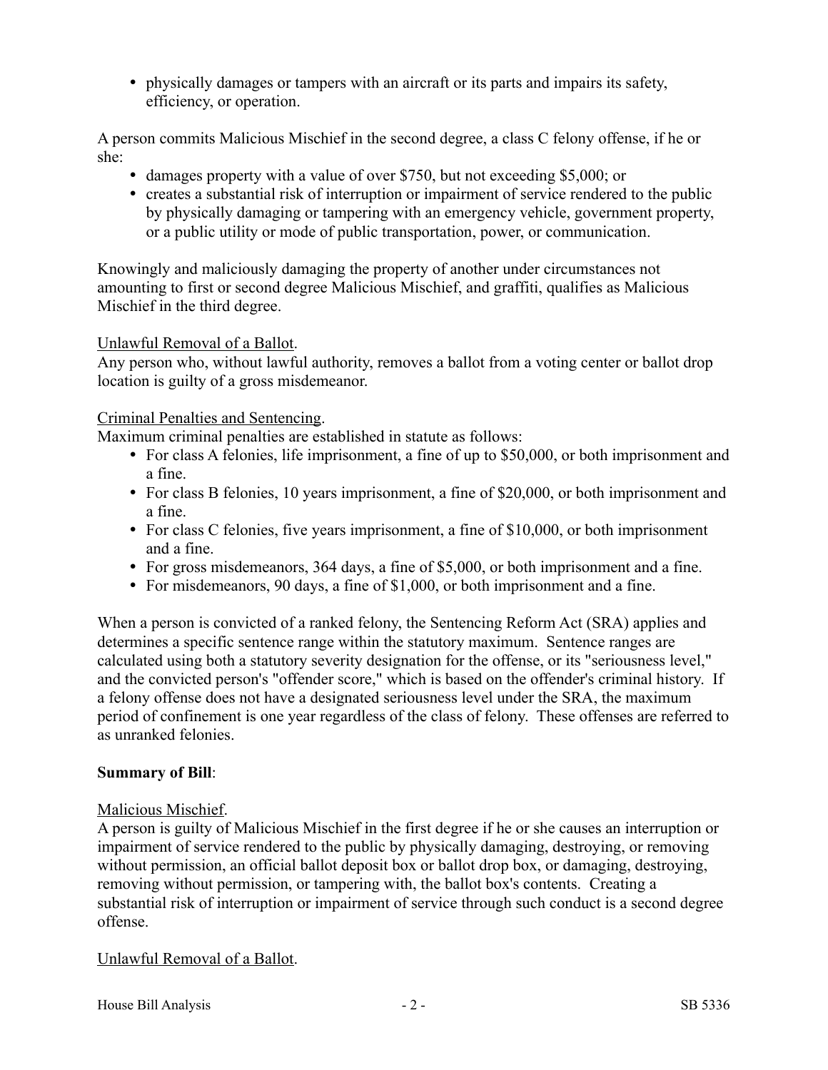- physically damages or tampers with an aircraft or its parts and impairs its safety, efficiency, or operation.

A person commits Malicious Mischief in the second degree, a class C felony offense, if he or she:

- damages property with a value of over $750, but not exceeding $5,000; or
- creates a substantial risk of interruption or impairment of service rendered to the public by physically damaging or tampering with an emergency vehicle, government property, or a public utility or mode of public transportation, power, or communication.

Knowingly and maliciously damaging the property of another under circumstances not amounting to first or second degree Malicious Mischief, and graffiti, qualifies as Malicious Mischief in the third degree.

Unlawful Removal of a Ballot.

Any person who, without lawful authority, removes a ballot from a voting center or ballot drop location is guilty of a gross misdemeanor.

Criminal Penalties and Sentencing.

Maximum criminal penalties are established in statute as follows:

- For class A felonies, life imprisonment, a fine of up to $50,000, or both imprisonment and a fine.
- For class B felonies, 10 years imprisonment, a fine of $20,000, or both imprisonment and a fine.
- For class C felonies, five years imprisonment, a fine of $10,000, or both imprisonment and a fine.
- For gross misdemeanors, 364 days, a fine of $5,000, or both imprisonment and a fine.
- For misdemeanors, 90 days, a fine of $1,000, or both imprisonment and a fine.

When a person is convicted of a ranked felony, the Sentencing Reform Act (SRA) applies and determines a specific sentence range within the statutory maximum. Sentence ranges are calculated using both a statutory severity designation for the offense, or its "seriousness level," and the convicted person's "offender score," which is based on the offender's criminal history. If a felony offense does not have a designated seriousness level under the SRA, the maximum period of confinement is one year regardless of the class of felony. These offenses are referred to as unranked felonies.

**Summary of Bill**:

Malicious Mischief.

A person is guilty of Malicious Mischief in the first degree if he or she causes an interruption or impairment of service rendered to the public by physically damaging, destroying, or removing without permission, an official ballot deposit box or ballot drop box, or damaging, destroying, removing without permission, or tampering with, the ballot box's contents. Creating a substantial risk of interruption or impairment of service through such conduct is a second degree offense.

Unlawful Removal of a Ballot.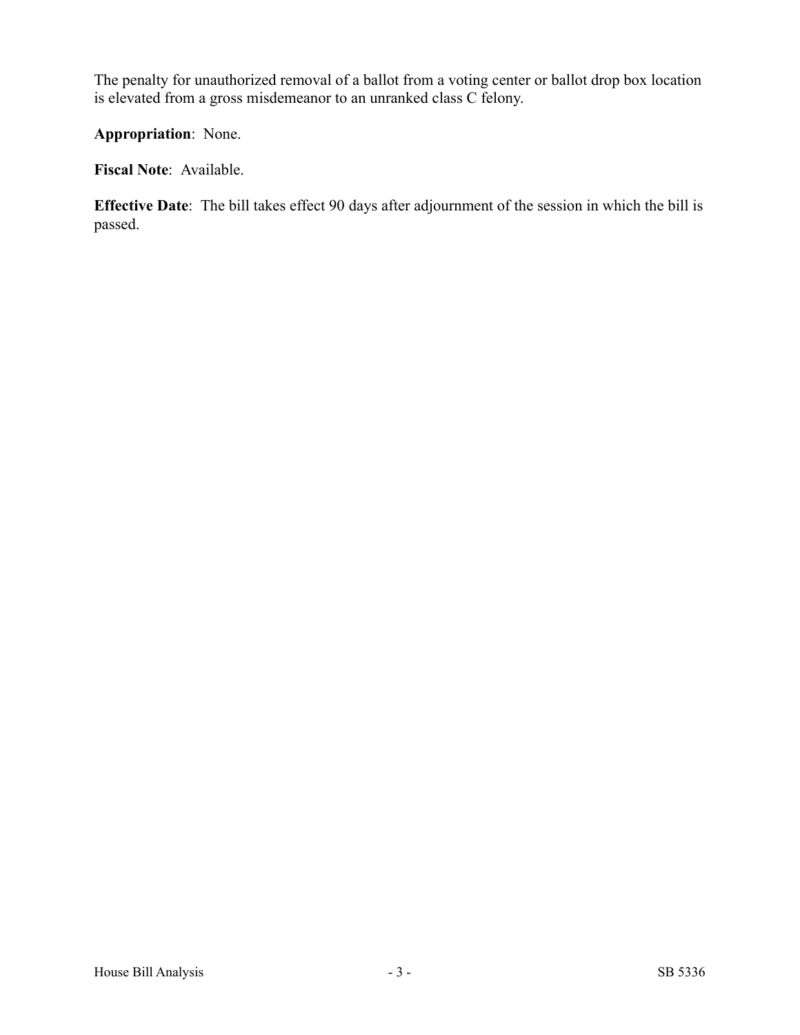The penalty for unauthorized removal of a ballot from a voting center or ballot drop box location is elevated from a gross misdemeanor to an unranked class C felony.

**Appropriation**: None.

**Fiscal Note**: Available.

**Effective Date**: The bill takes effect 90 days after adjournment of the session in which the bill is passed.